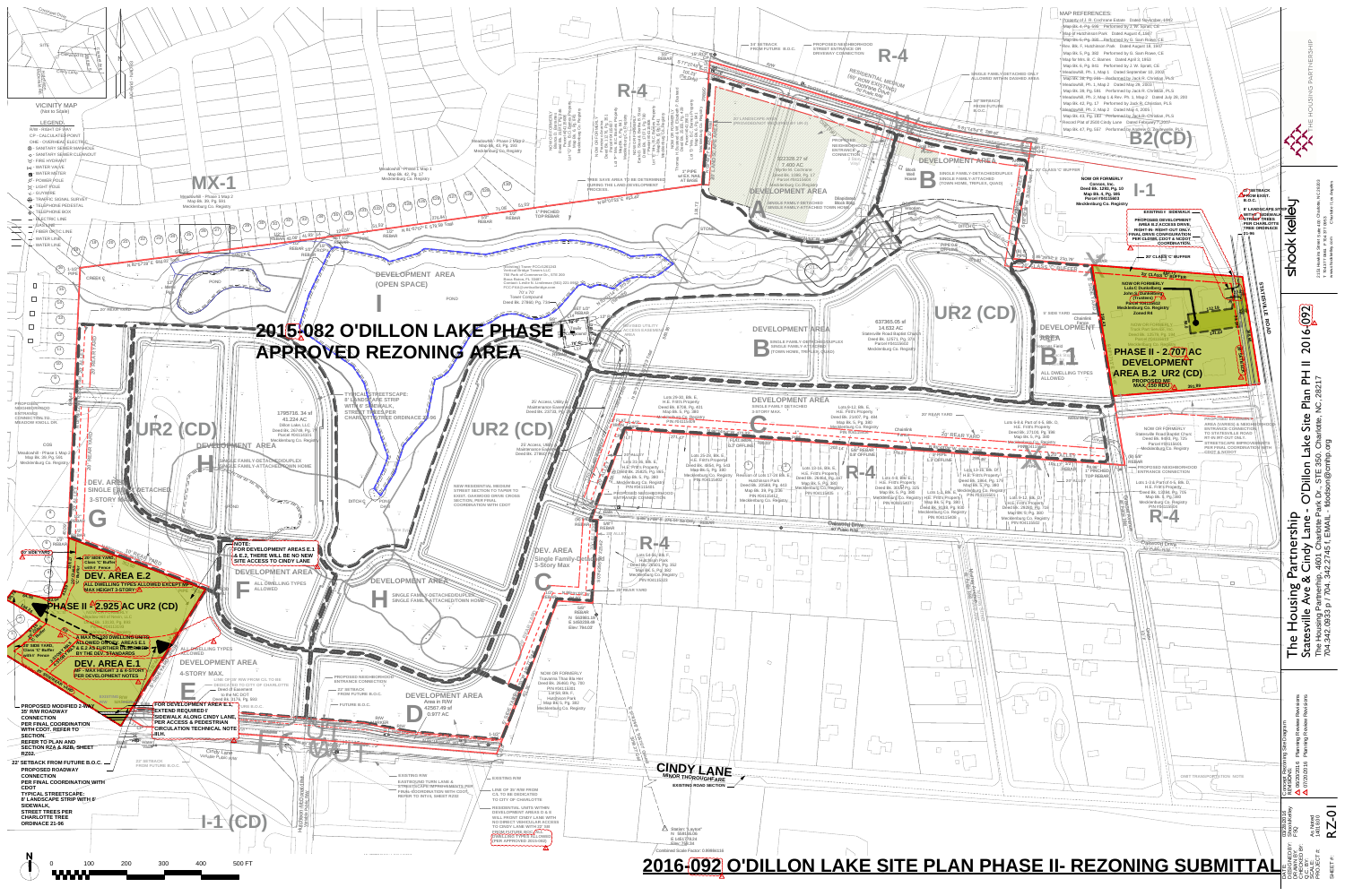# 2016-092 O'DILLON LAKE SITE PLAN PHASE II- REZONING SUBMITTAL

**The Housing Partnership**
**Statesville Ave & Cindy Lane - O'Dillon Lake Site Plan PH II 2016-092**
The Housing Partnership - 4601 Charlotte Park Dr - STE 350 Charlotte, NC, 28217
704.342.0933 p / 704.342.2745 f, EMAIL - fdodson@cmhp.org

shook kelley
2151 Hawkins Street Suite 400 Charlotte, NC 28203
T 704.377.0661 F 704.377.0953
www.shookkelley.com
Charlotte | Los Angeles

THE HOUSING PARTNERSHIP

Concept Rezoning Site Diagram
REVISIONS:
△ 09/29/2016 Planning Review Revisions
△ 07/20/2016 Planning Review Revisions

DATE: 05/23/2016
DESIGNED BY: FSQ
DRAWN BY: FSQ
CHECKED BY: FSQ
SCALE: As Noted
PROJECT #: 16150.00
SHEET #: RZ-01

## MAP REFERENCES

- Property of J. R. Cochrane Estate Dated November, 1962
- Map Bk. 4, Pg. 665 Performed by J. W. Sprott, CE
- Map of Hutchinson Park Dated August 4, 1937
- Map Bk. 5, Pg. 386 Performed by G. Sam Rowe, CE
- Rev. Blk. F, Hutchinson Park Dated August 16, 1937
- Map Bk. 5, Pg. 382 Performed by G. Sam Rowe, CE
- Map for Mrs. E. C. Barnes Dated April 5, 1953
- Map Bk. 6, Pg. 601 Performed by J. W. Sprott, CE
- Meadowhill, Ph. 1, Map 1 Dated September 10, 2002
- Map Bk. 38, Pg. 266 Performed by Jack R. Christian, PLS
- Meadowhill, Ph. 1, Map 2 Dated May 29, 2003
- Map Bk. 39, Pg. 581 Performed by Jack R. Christian, PLS
- Meadowhill, Ph. 2, Map 1 & Rev. Ph. 1, Map 1 Dated July 28, 2003
- Map Bk. 42, Pg. 17 Performed by Jack R. Christian, PLS
- Meadowhill, Ph. 2, Map 2 Dated May 4, 2005
- Map Bk. 43, Pg. 163 Performed by Jack R. Christian, PLS
- Record Plat of 2500 Cindy Lane Dated February 7, 2007
- Map Bk. 47, Pg. 557 Performed by Jack R. Christian, PLS

## VICINITY MAP
(Not to Scale)

SITE; Cindy Lane; Statesville Road; Sunset Rd; Lakeview Rd; Hutchison-McDonald Rd; Old Statesville Rd

## LEGEND:

- R/W - RIGHT OF WAY
- CP - CALCULATED POINT
- OHE - OVERHEAD ELECTRIC
- SANITARY SEWER MANHOLE
- SANITARY SEWER CLEANOUT
- FIRE HYDRANT
- WATER VALVE
- WATER METER
- POWER POLE
- LIGHT POLE
- GUY WIRE
- TRAFFIC SIGNAL SURVEY
- TELEPHONE PEDESTAL
- TELEPHONE BOX
- ELECTRIC LINE
- GAS LINE
- FIBER OPTIC LINE
- WATER LINE
- WATER LINE

## 2015-082 O'DILLON LAKE PHASE I APPROVED REZONING AREA

**PHASE II - 2.707 AC DEVELOPMENT AREA B.2 UR2 (CD)**
PROPOSED MF MAX. 100 BDU

**PHASE II - 2.925 AC UR2 (CD)**

**DEV. AREA E.2**
ALL DWELLING TYPES ALLOWED EXCEPT MF; MAX HEIGHT 3-STORY

**DEV. AREA E.1**
MF - MAX HEIGHT 3 & 4-STORY PER DEVELOPMENT NOTES

A MAX OF 150 DWELLING UNITS ALLOWED OVERALL AREAS E.1 & E.2 AS EXHIBITED BY THE DEV. STANDARDS

20' SIDE YARD; Class "C" Buffer with 6' Fence

NOTE: FOR DEVELOPMENT AREAS E.1 & E.2, THERE WILL BE NO NEW SITE ACCESS TO CINDY LANE

PROPOSED MODIFIED 2-WAY 35' R/W ROADWAY CONNECTION PER FINAL COORDINATION WITH CDOT. REFER TO SECTION.

REFER TO PLAN AND SECTION R2A & R2B, SHEET RZ02.

22' SETBACK FROM FUTURE B.O.C.

PROPOSED ROADWAY CONNECTION PER FINAL COORDINATION WITH CDOT

TYPICAL STREETSCAPE: 8' LANDSCAPE STRIP WITH 6' SIDEWALK, STREET TREES PER CHARLOTTE TREE ORDINACE 21-96

FOR DEVELOPMENT AREA E.1: EXTEND REQUIRED 6' SIDEWALK ALONG CINDY LANE, PER ACCESS & PEDESTRIAN CIRCULATION TECHNICAL NOTE 4.H.

DEVELOPMENT AREA A: 322328.27 sf, 7.400 AC; SINGLE FAMILY DETACHED; SINGLE FAMILY-ATTACHED TOWN HOME

DEVELOPMENT AREA B: 637365.05 sf, 14.632 AC; SINGLE FAMILY-DETACHED/DUPLEX; SINGLE FAMILY-ATTACHED (TOWN HOME, TRIPLEX, QUAD)

DEVELOPMENT AREA C: SINGLE FAMILY DETACHED; 3-STORY MAX.

DEVELOPMENT AREA I (OPEN SPACE)

DEVELOPMENT AREA H: 1795716.34 sf, 41.224 AC; SINGLE FAMILY-DETACHED/DUPLEX; SINGLE FAMILY-ATTACHED/TOWN HOME

DEVELOPMENT AREA F: ALL DWELLING TYPES ALLOWED

DEVELOPMENT AREA E: 4-STORY MAX.

DEVELOPMENT AREA D: Area in R/W 42567.49 sf, 0.977 AC

DEV. AREA G: SINGLE FAMILY DETACHED; 3-STORY MAX.

DEV. AREA C: Single Family-Detached; 3-Story Max

DEVELOPMENT AREA B.1: ALL DWELLING TYPES ALLOWED

TYPICAL STREETSCAPE: 8' LANDSCAPE STRIP WITH 6' SIDEWALK, STREET TREES PER CHARLOTTE TREE ORDINACE 21-96

PROPOSED NEIGHBORHOOD STREET ENTRANCE OR DRIVEWAY CONNECTION

PROPOSED NEIGHBORHOOD ENTRANCE CONNECTION

PROPOSED DEVELOPMENT AREA B.2 ACCESS DRIVE. RIGHT-IN RIGHT-OUT ONLY. FINAL DRIVE CONFIGURATION PER CLOSE, CDOT & NCDOT COORDINATION.

EXISTING 5' SIDEWALK

8' LANDSCAPE STRIP WITH 6' SIDEWALK, STREET TREES PER CHARLOTTE TREE ORDINANCE 21-96

35' SETBACK FROM EXIST. B.O.C.

20' CLASS "C" BUFFER

PROPOSED NEIGHBORHOOD ENTRANCE CONNECTION TO STATESVILLE ROAD RT-IN RT-OUT ONLY. STREETSCAPE IMPROVEMENTS PER FINAL COORDINATION WITH CDOT & NCDOT

NEW RESIDENTIAL MEDIUM STREET SECTION TO TAPER TO EXIST. OAKWOOD DRIVE CROSS SECTION, PER FINAL COORDINATION WITH CDOT

PROPOSED NEIGHBORHOOD ENTRANCE CONNECTION

TREE SAVE AREA TO BE DETERMINED DURING THE LAND DEVELOPMENT PROCESS.

RESIDENTIAL MEDIUM (60' R/W MIN. FOR STREET)

EXISTING R/W; EASTBOUND TURN LANE & STREETSCAPE IMPROVEMENTS PER FINAL COORDINATION WITH CDOT. REFER TO INTS. SHEET RZ02

LINE OF 35' R/W FROM C/L TO BE DEDICATED TO CITY OF CHARLOTTE

RESIDENTIAL UNITS WITHIN DEVELOPMENT AREAS D & E WILL FRONT CINDY LANE WITH NO DIRECT VEHICULAR ACCESS TO CINDY LANE WITH 22' SB FROM FUTURE B.O.C. (DWELLINGS TYPES ALLOWED PER APPROVED 2015-082)

**CINDY LANE** - MINOR THOROUGHFARE; EXISTING ROAD SECTION

OAKWOOD DRIVE - 60' Public R/W

ZONING: R-4; MX-1; UR2 (CD); B2(CD); I-1; I-1 (CD); R-4

Combined Scale Factor: 0.99984116

0 100 200 300 400 500 FT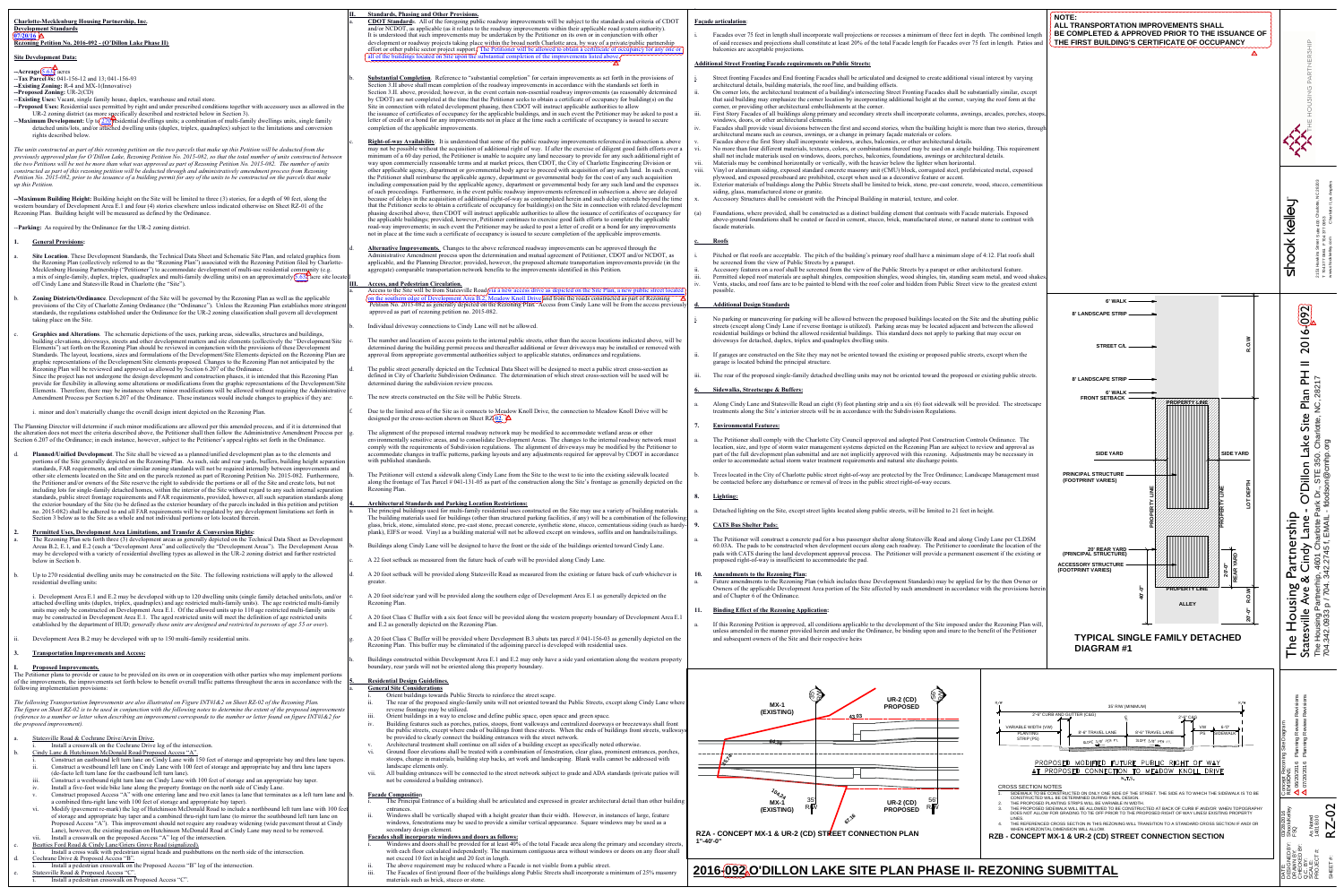**Charlotte-Mecklenburg Housing Partnership, Inc.**
**Development Standards**
**07/20/16**
**Rezoning Petition No. 2016-092 - (O'Dillon Lake Phase II)**

**Site Development Data:**

--**Acreage:** 5.63 acres
--**Tax Parcel #s:** 041-156-12 and 13; 041-156-93
--**Existing Zoning:** R-4 and MX-1(Innovative)
--**Proposed Zoning:** UR-2(CD)
--**Existing Uses:** Vacant, single family house, duplex, warehouse and retail store.
--**Proposed Uses:** Residential uses permitted by right and under prescribed conditions together with accessory uses as allowed in the UR-2 zoning district (as more specifically described and restricted below in Section 3).
--**Maximum Development:** Up to 270 residential dwelling units; a combination of multi-family dwellings units, single family detached units/lots, and/or attached dwelling units (duplex, triplex, quadraplex) subject to the limitations and conversion rights described below.

*The units constructed as part of this rezoning petition on the two parcels that make up this Petition will be deducted from the previously approved plan for O'Dillon Lake, Rezoning Petition No. 2015-082; so that the total number of units constructed between the two Petitions will be not be more than what was approved as part of Rezoning Petition No. 2015-082. The number of units constructed as part of this rezoning petition will be deducted through and administratively amendment process from Rezoning Petition No. 2015-082, prior to the issuance of a building permit for any of the units to be constructed on the parcels that make up this Petition.*

--**Maximum Building Height:** Building height on the Site will be limited to three (3) stories, for a depth of 90 feet, along the western boundary of Development Area E.1 and four (4) stories elsewhere unless indicated otherwise on Sheet RZ-01 of the Rezoning Plan. Building height will be measured as defined by the Ordinance.

--**Parking:** As required by the Ordinance for the UR-2 zoning district.

1. **General Provisions:**

a. **Site Location.** These Development Standards, the Technical Data Sheet and Schematic Site Plan, and related graphics from the Rezoning Plan (collectively referred to as the "Rezoning Plan") associated with the Rezoning Petition filed by Charlotte-Mecklenburg Housing Partnership ("Petitioner") to accommodate development of multi-use residential community (e.g. a mix of single-family, duplex, triplex, quadraplex and multi-family dwelling units) on an approximately 5.63 acre site located off Cindy Lane and Statesville Road in Charlotte (the "Site").

b. **Zoning Districts/Ordinance.** Development of the Site will be governed by the Rezoning Plan as well as the applicable provisions of the City of Charlotte Zoning Ordinance (the "Ordinance"). Unless the Rezoning Plan establishes more stringent standards, the regulations established under the Ordinance for the UR-2 zoning classification shall govern all development taking place on the Site.

c. **Graphics and Alterations.** The schematic depictions of the uses, parking areas, sidewalks, structures and buildings, building elevations, driveways, streets and other development matters and site elements (collectively the "Development/Site Elements") set forth on the Rezoning Plan should be reviewed in conjunction with the provisions of these Development Standards. The layout, locations, sizes and formulations of the Development/Site Elements depicted on the Rezoning Plan are graphic representations of the Development/Site Elements proposed. Changes to the Rezoning Plan not anticipated by the Rezoning Plan will be reviewed and approved as allowed by Section 6.207 of the Ordinance.
Since the project has not undergone the design development and construction phases, it is intended that this Rezoning Plan provide for flexibility in allowing some alterations or modifications from the graphic representations of the Development/Site Elements. Therefore, there may be instances where minor modifications will be allowed without requiring the Administrative Amendment Process per Section 6.207 of the Ordinance. These instances would include changes to graphics if they are:

i. minor and don't materially change the overall design intent depicted on the Rezoning Plan.

The Planning Director will determine if such minor modifications are allowed per this amended process, and if it is determined that the alteration does not meet the criteria described above, the Petitioner shall then follow the Administrative Amendment Process per Section 6.207 of the Ordinance; in each instance, however, subject to the Petitioner's appeal rights set forth in the Ordinance.

d. **Planned/Unified Development.** The Site shall be viewed as a planned/unified development plan as to the elements and portions of the Site generally depicted on the Rezoning Plan. As such, side and rear yards, buffers, building height separation standards, FAR requirements, and other similar zoning standards will not be required internally between improvements and other site elements located on the Site and on the parcels rezoned as part of Rezoning Petition No. 2015-082. Furthermore, the Petitioner and/or owners of the Site reserve the right to subdivide the portions or all of the Site and create lots, but not including lots for single-family detached homes, within the interior of the Site without regard to any such internal separation standards, public street frontage requirements and FAR requirements, provided, however, all such separation standards along the exterior boundary of the Site (to be defined as the exterior boundary of the parcels included in this petition and petition no. 2015-082) shall be adhered to and all FAR requirements will be regulated by any development limitations set forth in Section 3 below as to the Site as a whole and not individual portions or lots located therein.

2. **Permitted Uses, Development Area Limitations, and Transfer & Conversion Rights:**

a. The Rezoning Plan sets forth three (3) development areas as generally depicted on the Technical Data Sheet as Development Areas B.2, E.1, and E.2 (each a "Development Area" and collectively the "Development Areas"). The Development Area may be developed with a variety of residential dwelling types as allowed in the UR-2 zoning district and further restricted below in Section b.

b. Up to 270 residential dwelling units may be constructed on the Site. The following restrictions will apply to the allowed residential dwelling units:

i. Development Area E.1 and E.2 may be developed with up to 120 dwelling units (single family detached units/lots, and/or attached dwelling units (duplex, triplex, quadraplex) and age restricted multi-family units). The age restricted multi-family units may only be constructed on Development Area E.1. Of the allowed units up to 110 age restricted multi-family units may be constructed in Development Area E.1. The aged restricted units will meet the definition of age restricted units established by the department of HUD; *generally these units are designed and restricted to persons of age 55 or over*).

ii. Development Area B.2 may be developed with up to 150 multi-family residential units.

3. **Transportation Improvements and Access:**

I. **Proposed Improvements.**
The Petitioner plans to provide or cause to be provided on its own or in cooperation with other parties who may implement portions of the improvements, the improvements set forth below to benefit overall traffic patterns throughout the area in accordance with the following implementation provisions:

*The following Transportation Improvements are also illustrated on Figure INT#1&2 on Sheet RZ-02 of the Rezoning Plan. The figure on Sheet RZ-02 is to be used in conjunction with the following notes to determine the extent of the proposed improvements (reference to a number or letter when describing an improvement corresponds to the number or letter found on figure INT#1&2 for the proposed improvement).*

a. Statesville Road & Cochrane Drive/Arvin Drive.
   i. Install a crosswalk on the Cochrane Drive leg of the intersection.
b. Cindy Lane & Hutchinson McDonald Road/Proposed Access "A".
   i. Construct an eastbound left turn lane on Cindy Lane with 150 feet of storage and appropriate bay and thru lane tapers.
   ii. Construct a westbound left turn lane on Cindy Lane with 100 feet of storage and appropriate bay and thru lane tapers (de-facto left turn lane for the eastbound left turn lane).
   iii. Construct a westbound right turn lane on Cindy Lane with 100 feet of storage and an appropriate bay taper.
   iv. Install a five-foot wide bike lane along the property frontage on the north side of Cindy Lane.
   v. Construct proposed Access "A" with one entering lane and two exit lanes (a lane that terminates as a left turn lane and a combined thru-right lane with 100 feet of storage and appropriate bay taper).
   vi. Modify (pavement re-mark) the leg of Hutchinson McDonald Road to include a northbound left turn lane with 100 feet of storage and appropriate bay taper and a combined thru-right turn lane (to mirror the southbound left turn lane on Proposed Access "A"). This improvement should not require any roadway widening (wide pavement throat at Cindy Lane), however, the existing median on Hutchinson McDonald Road at Cindy Lane may need to be removed.
   vii. Install a crosswalk on the proposed Access "A" leg of the intersection.
c. Beatties Ford Road & Cindy Lane/Griers Grove Road (signalized).
   i. Install a cross walk with pedestrian signal heads and pushbuttons on the north side of the intersection.
d. Cochrane Drive & Proposed Access "B".
   i. Install a pedestrian crosswalk on the Proposed Access "B" leg of the intersection.
e. Statesville Road & Proposed Access "C".
   i. Install a pedestrian crosswalk on Proposed Access "C".

II. **Standards, Phasing and Other Provisions.**

a. **CDOT Standards.** All of the foregoing public roadway improvements will be subject to the standards and criteria of CDOT and/or NCDOT, as applicable (as it relates to the roadway improvements within their applicable road system authority). It is understood that such improvements may be undertaken by the Petitioner on its own or in conjunction with other development or roadway projects taking place within the broad north Charlotte area, by way of a private/public partnership effort or other public sector project support. The Petitioner will be allowed to obtain a certificate of occupancy for any one or all of the buildings located on Site upon the substantial completion of the improvements listed above.

b. **Substantial Completion.** Reference to "substantial completion" for certain improvements as set forth in the provisions of Section 3.II above shall mean completion of the roadway improvements in accordance with the standards set forth in Section 3.II. above, provided; however, in the event certain non-essential roadway improvements (as reasonably determined by CDOT) are not completed at the time that the Petitioner seeks to obtain a certificate of occupancy for building(s) on the Site in connection with related development phasing, then CDOT will instruct applicable authorities to allow the issuance of certificates of occupancy for the applicable buildings, and in such event the Petitioner may be asked to post a letter of credit or a bond for any improvements not in place at the time such a certificate of occupancy is issued to secure completion of the applicable improvements.

c. **Right-of-way Availability.** It is understood that some of the public roadway improvements referenced in subsection a. above may not be possible without the acquisition of additional right of way. If after the exercise of diligent good faith efforts over a minimum of a 60 day period, the Petitioner is unable to acquire any land necessary to provide for any such additional right of way upon commercially reasonable terms and at market prices, then CDOT, the City of Charlotte Engineering Division or other applicable agency, department or governmental body agree to proceed with acquisition of any such land. In such event, the Petitioner shall reimburse the applicable agency, department or governmental body for the cost of any such acquisition including compensation paid by the applicable agency, department or governmental body for any such land and the expenses of such proceedings. Furthermore, in the event public roadway improvements referenced in subsection a. above are delayed because of delays in the acquisition of additional right-of-way as contemplated herein and such delay extends beyond the time that the Petitioner seeks to obtain a certificate of occupancy for building(s) on the Site in connection with related development phasing described above, then CDOT will instruct applicable authorities to allow the issuance of certificates of occupancy for the applicable buildings; provided, however, Petitioner continues to exercise good faith efforts to complete the applicable road-way improvements; in such event the Petitioner may be asked to post a letter of credit or a bond for any improvements not in place at the time such a certificate of occupancy is issued to secure completion of the applicable improvements.

d. **Alternative Improvements.** Changes to the above referenced roadway improvements can be approved through the Administrative Amendment process upon the determination and mutual agreement of Petitioner, CDOT and/or NCDOT, as applicable, and the Planning Director, provided, however, the proposed alternate transportation improvements provide (in the aggregate) comparable transportation network benefits to the improvements identified in this Petition.

III. **Access and Pedestrian Circulation.**

a. Access to the Site will be from Statesville Road via a new access drive as depicted on the Site Plan, a new public street located on the southern edge of Development Area B.2, Meadow Knoll Drive, and from the roads constructed as part of Rezoning Petition No. 2015-082 as generally depicted on the Rezoning Plan. Access from Cindy Lane will be from the access previously approved as part of rezoning petition no. 2015-082.

b. Individual driveway connections to Cindy Lane will not be allowed.

c. The number and location of access points to the internal public streets, other than the access locations indicated above, will be determined during the building permit process and thereafter additional or fewer driveways may be added or removed with approval from appropriate governmental authorities subject to applicable statutes, ordinances and regulations.

d. The public street generally depicted on the Technical Data Sheet will be designed to meet a public street cross-section as defined in City of Charlotte Subdivision Ordinance. The determination of which street cross-section will be used will be determined during the subdivision review process.

e. The new streets constructed on the Site will be Public Streets.

f. Due to the limited area of the Site as it connects to Meadow Knoll Drive, the connection to Meadow Knoll Drive will be designed per the cross-section shown on Sheet RZ-02.

g. The alignment of the proposed internal roadway network may be modified to accommodate wetland areas or other environmentally sensitive areas, and to consolidate Development Areas. The changes to the internal roadway network must comply with the requirements of Subdivision regulations. The alignment of driveways may be modified by the Petitioner to accommodate changes in traffic patterns, parking layouts and any adjustments required for approval by CDOT in accordance with published standards.

h. The Petitioner will extend a sidewalk along Cindy Lane from the Site to the west to tie into the existing sidewalk located along the frontage of Tax Parcel # 041-131-05 as part of the construction along the Site's frontage as generally depicted on the Rezoning Plan.

4. **Architectural Standards and Parking Location Restrictions:**

a. The principal buildings used for multi-family residential uses constructed on the Site may use a variety of building materials. The building materials used for buildings (other than structured parking facilities, if any) will be a combination of the following: glass, brick, stone, simulated stone, pre-cast stone, precast concrete, synthetic stone, stucco, cementitious siding (such as hardy-plank), EIFS or wood. Vinyl as a building material will not be allowed except on windows, soffits and on handrails/railings.

b. Buildings along Cindy Lane will be designed to have the front or the side of the buildings oriented toward Cindy Lane.

c. A 22 foot setback as measured from the future back of curb will be provided along Cindy Lane.

d. A 20 foot setback will be provided along Statesville Road as measured from the existing or future back of curb whichever is greater.

e. A 20 foot side/rear yard will be provided along the southern edge of Development Area E.1 as generally depicted on the Rezoning Plan.

f. A 20 foot Class C Buffer with a six foot fence will be provided along the western property boundary of Development Area E.1 and E.2 as generally depicted on the Rezoning Plan.

g. A 20 foot Class C Buffer will be provided where Development B.3 abuts tax parcel # 041-156-03 as generally depicted on the Rezoning Plan. This buffer may be eliminated if the adjoining parcel is developed with residential uses.

h. Buildings constructed within Development Area E.1 and E.2 may only have a side yard orientation along the western property boundary, rear yards will not be oriented along this property boundary.

5. **Residential Design Guidelines.**

a. **General Site Considerations**
   i. Orient buildings towards Public Streets to reinforce the street scape.
   ii. The rear of the proposed single-family units will not oriented toward the Public Streets, except along Cindy Lane where reverse frontage may be utilized.
   iii. Orient buildings in a way to enclose and define public space, open space and green space.
   iv. Building features such as porches, patios, stoops, front walkways and centralized doorways or breezeways shall front the public streets, except where ends of buildings front these streets. When the ends of buildings front streets, walkways be provided to clearly connect the building entrances with the street network.
   v. Architectural treatment shall continue on all sides of a building except as specifically noted otherwise.
   vi. Ground floor elevations shall be treated with a combination of fenestration, clear glass, prominent entrances, porches, stoops, change in materials, building step backs, art work and landscaping. Blank walls cannot be addressed with landscape elements only.
   vii. All building entrances will be connected to the street network subject to grade and ADA standards (private patios will not be considered a building entrance).

b. **Facade Composition**
   i. The Principal Entrance of a building shall be articulated and expressed in greater architectural detail than other building entrances.
   ii. Windows shall be vertically shaped with a height greater than their width. However, in instances of large, feature windows, fenestrations may be used to provide a similar vertical appearance. Square windows may be used as a secondary design element.

**Facades shall incorporate windows and doors as follows:**
   i. Windows and doors shall be provided for at least 40% of the total Facade area along the primary and secondary streets, with each floor calculated independently. The maximum contiguous area without windows or doors on any floor shall not exceed 10 feet in height and 20 feet in length.
   ii. The above requirement may be reduced where a Facade is not visible from a public street.
   iii. The Facades of first/ground floor of the buildings along Public Streets shall incorporate a minimum of 25% masonry materials such as brick, stucco or stone.

**Facade articulation:**
   i. Facades over 75 feet in length shall incorporate wall projections or recesses a minimum of three feet in depth. The combined length of said recesses and projections shall constitute at least 20% of the total Facade length for Facades over 75 feet in length. Patios and balconies are acceptable projections.

**Additional Street Fronting Facade requirements on Public Streets:**
   i. Street fronting Facades and End fronting Facades shall be articulated and designed to create additional visual interest by varying architectural details, building materials, the roof line, and building offsets.
   ii. On corner lots, the architectural treatment of a building's intersecting Street Fronting Facades shall be substantially similar, except that said building may emphasize the corner location by incorporating additional height at the corner, varying the roof form at the corner, or providing other architectural embellishments at the corner.
   iii. First Story Facades of all buildings along primary and secondary streets shall incorporate columns, awnings, arcades, porches, stoops, windows, doors, or other architectural elements.
   iv. Facades shall provide visual divisions between the first and second stories, when the building height is more than two stories, through architectural means such as courses, awnings, or a change in primary facade materials or colors.
   v. Facades above the first Story shall incorporate windows, arches, balconies, or other architectural details.
   vi. No more than four different materials, textures, colors, or combinations thereof may be used on a single building. This requirement shall not include materials used on windows, doors, porches, balconies, foundations, awnings or architectural details.
   vii. Materials may be combined horizontally or vertically, with the heavier below the lighter when horizontal.
   viii. Vinyl or aluminum siding, exposed standard concrete masonry unit (CMU) block, corrugated steel, prefabricated metal, exposed plywood, and exposed pressboard are prohibited, except when used as a decorative feature or accent.
   ix. Exterior materials of buildings along the Public Streets shall be limited to brick, stone, pre-cast concrete, wood, stucco, cementitious siding, glass, manufactured stone or granite.
   x. Accessory Structures shall be consistent with the Principal Building in material, texture, and color.
   (a) Foundations, where provided, shall be constructed as a distinct building element that contrasts with Facade materials. Exposed above-ground foundations shall be coated or faced in cement, stucco, brick, manufactured stone, or natural stone to contrast with facade materials.

c. **Roofs**
   i. Pitched or flat roofs are acceptable. The pitch of the building's primary roof shall have a minimum slope of 4:12. Flat roofs shall be screened from the view of Public Streets by a parapet.
   ii. Accessory features on a roof shall be screened from the view of the Public Streets by a parapet or other architectural feature.
   iii. Permitted sloped roof materials are asphalt shingles, composition shingles, wood shingles, tin, standing seam metal, and wood shakes.
   iv. Vents, stacks, and roof fans are to be painted to blend with the roof color and hidden from Public Street view to the greatest extent possible.

d. **Additional Design Standards**
   i. No parking or maneuvering for parking will be allowed between the proposed buildings located on the Site and the abutting public streets (except along Cindy Lane if reverse frontage is utilized). Parking areas may be located adjacent and between the allowed residential buildings or behind the allowed residential buildings. This standard does not apply to parking that may occur on driveways for detached, duplex, triplex and quadraplex dwelling units.
   ii. If garages are constructed on the Site they may not be oriented toward the existing or proposed public streets, except when the garage is located behind the principal structure.
   iii. The rear of the proposed single-family detached dwelling units may not be oriented toward the proposed or existing public streets.

6. **Sidewalks, Streetscape & Buffers:**

a. Along Cindy Lane and Statesville Road an eight (8) foot planting strip and a six (6) foot sidewalk will be provided. The streetscape treatments along the Site's interior streets will be in accordance with the Subdivision Regulations.

7. **Environmental Features:**

a. The Petitioner shall comply with the Charlotte City Council approved and adopted Post Construction Controls Ordinance. The location, size, and type of storm water management systems depicted on the Rezoning Plan are subject to review and approval as part of the full development plan submittal and are not implicitly approved with this rezoning. Adjustments may be necessary in order to accommodate actual storm water treatment requirements and natural site discharge points.

b. Trees located in the City of Charlotte public street right-of-way are protected by the Tree Ordinance; Landscape Management must be contacted before any disturbance or removal of trees in the public street right-of-way occurs.

8. **Lighting:**

a. Detached lighting on the Site, except street lights located along public streets, will be limited to 21 feet in height.

9. **CATS Bus Shelter Pads:**

a. The Petitioner will construct a concrete pad for a bus passenger shelter along Statesville Road and along Cindy Lane per CLDSM 60.03A. The pads to be constructed when development occurs along each roadway. The Petitioner to coordinate the location of the pads with CATS during the land development approval process. The Petitioner will provide a permanent easement if the existing or proposed right-of-way is insufficient to accommodate the pad.

10. **Amendments to the Rezoning Plan:**

a. Future amendments to the Rezoning Plan (which includes these Development Standards) may be applied for by the then Owner or Owners of the applicable Development Area portion of the Site affected by such amendment in accordance with the provisions herein and of Chapter 6 of the Ordinance.

11. **Binding Effect of the Rezoning Application:**

a. If this Rezoning Petition is approved, all conditions applicable to the development of the Site imposed under the Rezoning Plan will, unless amended in the manner provided herein and under the Ordinance, be binding upon and inure to the benefit of the Petitioner and subsequent owners of the Site and their respective heirs

**NOTE:**
**ALL TRANSPORTATION IMPROVEMENTS SHALL BE COMPLETED & APPROVED PRIOR TO THE ISSUANCE OF THE FIRST BUILDING'S CERTIFICATE OF OCCUPANCY**

6' WALK
8' LANDSCAPE STRIP
STREET C/L
8' LANDSCAPE STRIP
6' WALK
FRONT SETBACK
PROPERTY LINE
SIDE YARD
SIDE YARD
PRINCIPAL STRUCTURE (FOOTPRINT VARIES)
LOT DEPTH
20' REAR YARD (PRINCIPAL STRUCTURE)
ACCESSORY STRUCTURE (FOOTPRINT VARIES)
REAR YARD
ALLEY
R.O.W.

**TYPICAL SINGLE FAMILY DETACHED DIAGRAM #1**

MX-1 (EXISTING)
UR-2 (CD) PROPOSED
35' R/W
56' R/W

**RZA - CONCEPT MX-1 & UR-2 (CD) STREET CONNECTION PLAN**
1"-40'-0"

**PROPOSED MODIFIED FUTURE PUBLIC RIGHT OF WAY AT PROPOSED CONNECTION TO MEADOW KNOLL DRIVE**
N.T.S.

35' R/W (MINIMUM)
2'-6" CURB AND GUTTER (C&G)
VARIABLE WIDTH (VW)
PLANTING STRIP (PS)
9'-6" TRAVEL LANE
9'-6" TRAVEL LANE
SIDEWALK

CROSS SECTION NOTES
1. SIDEWALK TO BE CONSTRUCTED ON ONLY ONE SIDE OF THE STREET. THE SIDE AS TO WHICH THE SIDEWALK IS TO BE CONSTRUCTED WILL BE DETERMINED DURING FINAL DESIGN.
2. THE PROPOSED PLANTING STRIPS WILL BE VARIABLE IN WIDTH.
3. THE PROPOSED SIDEWALK WILL BE ALLOWED TO BE CONSTRUCTED AT BACK OF CURB IF AND/OR WHEN TOPOGRAPHY DOES NOT ALLOW FOR GRADING TO TIE-OFF PRIOR TO THE PROPOSED RIGHT OF WAY LINES EXISTING PROPERTY LINES.
4. THE REFERENCED CROSS SECTION IN THIS REZONING WILL TRANSITION TO A STANDARD CROSS SECTION IF AND/ OR WHEN HORIZONTAL DIMENSION WILL ALLOW.

**RZB - CONCEPT MX-1 & UR-2 (CD) STREET CONNECTION SECTION**

**2016-092 O'DILLON LAKE SITE PLAN PHASE II- REZONING SUBMITTAL**

THE HOUSING PARTNERSHIP

shook kelley

The Housing Partnership
Statesville Ave & Cindy Lane
O'Dillon Lake Site Plan PH II 2016-092
Charlotte, NC, 28217

REVISIONS:
1. 05/20/2016 Planning Review Revisions
2. 07/20/2016 Planning Review Revisions

DATE: 03/28/2016
SCALE: As Noted

RZ-02